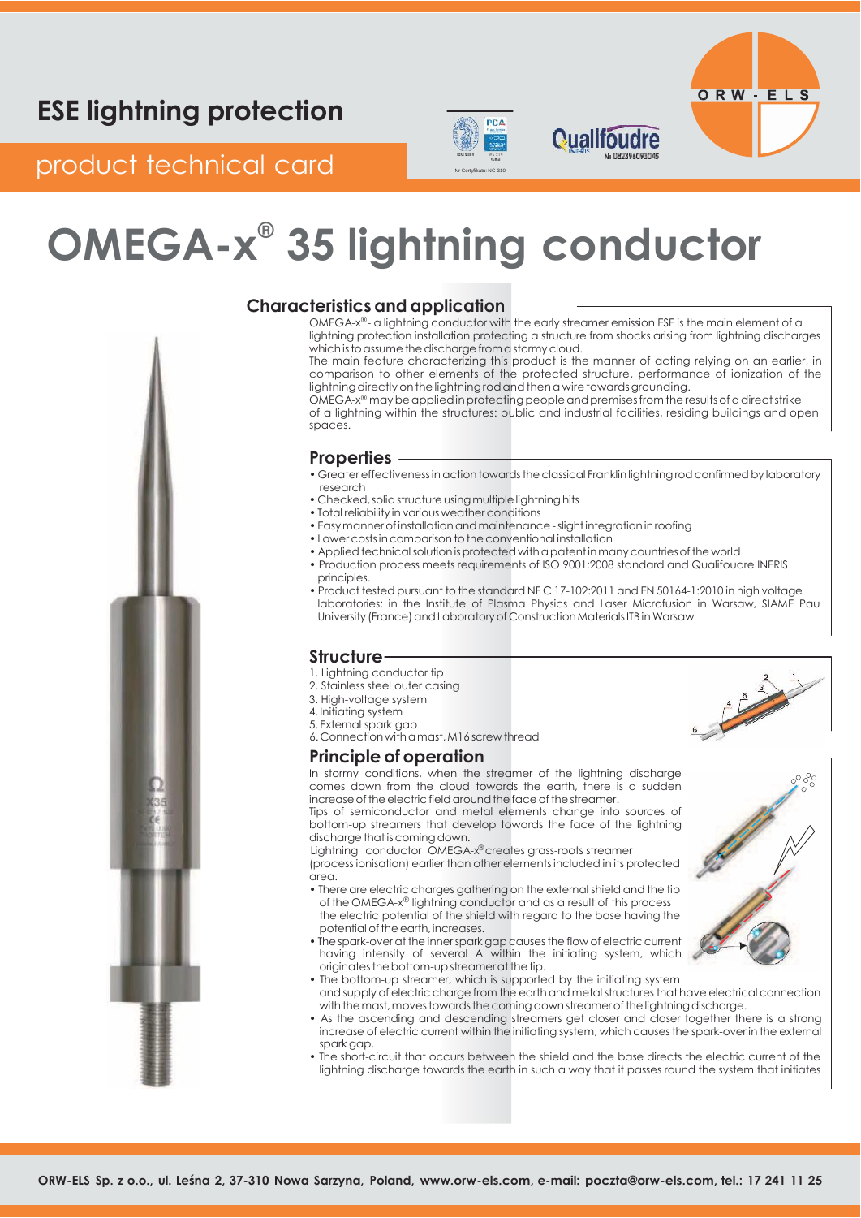# ESE lightning protection

product technical card

# OMEGA-x® 35 lightning conductor

## Characteristics and application

OMEGA-x® - a lightning conductor with the early streamer emission ESE is the main element of a lightning protection installation protecting a structure from shocks arising from lightning discharges which is to assume the discharge from a stormy cloud.

The main feature characterizing this product is the manner of acting relying on an earlier, in comparison to other elements of the protected structure, performance of ionization of the lightning directly on the lightning rod and then a wire towards grounding.

OMEGA-x® may be applied in protecting people and premises from the results of a direct strike of a lightning within the structures: public and industrial facilities, residing buildings and open spaces.

## Properties

- Greater effectiveness in action towards the classical Franklin lightning rod confirmed by laboratory research
- Checked, solid structure using multiple lightning hits
- Total reliability in various weather conditions
- Easy manner of installation and maintenance - slight integration in roofing
- Lower costs in comparison to the conventional installation
- Applied technical solution is protected with a patent in many countries of the world
- Production process meets requirements of ISO 9001:2008 standard and Qualifoudre INERIS principles.
- Product tested pursuant to the standard NF C 17-102:2011 and EN 50164-1:2010 in high voltage laboratories: in the Institute of Plasma Physics and Laser Microfusion in Warsaw, SIAME Pau University (France) and Laboratory of Construction Materials ITB in Warsaw

## Structure

1. Lightning conductor tip
2. Stainless steel outer casing
3. High-voltage system
4. Initiating system
5. External spark gap
6. Connection with a mast, M16 screw thread

## Principle of operation

In stormy conditions, when the streamer of the lightning discharge comes down from the cloud towards the earth, there is a sudden increase of the electric field around the face of the streamer.

Tips of semiconductor and metal elements change into sources of bottom-up streamers that develop towards the face of the lightning discharge that is coming down.

Lightning conductor OMEGA-x® creates grass-roots streamer (process ionisation) earlier than other elements included in its protected area.

- There are electric charges gathering on the external shield and the tip of the OMEGA-x® lightning conductor and as a result of this process the electric potential of the shield with regard to the base having the potential of the earth, increases.
- The spark-over at the inner spark gap causes the flow of electric current having intensity of several A within the initiating system, which originates the bottom-up streamer at the tip.
- The bottom-up streamer, which is supported by the initiating system and supply of electric charge from the earth and metal structures that have electrical connection with the mast, moves towards the coming down streamer of the lightning discharge.
- As the ascending and descending streamers get closer and closer together there is a strong increase of electric current within the initiating system, which causes the spark-over in the external spark gap.
- The short-circuit that occurs between the shield and the base directs the electric current of the lightning discharge towards the earth in such a way that it passes round the system that initiates

ORW-ELS Sp. z o.o., ul. Leśna 2, 37-310 Nowa Sarzyna, Poland, www.orw-els.com, e-mail: poczta@orw-els.com, tel.: 17 241 11 25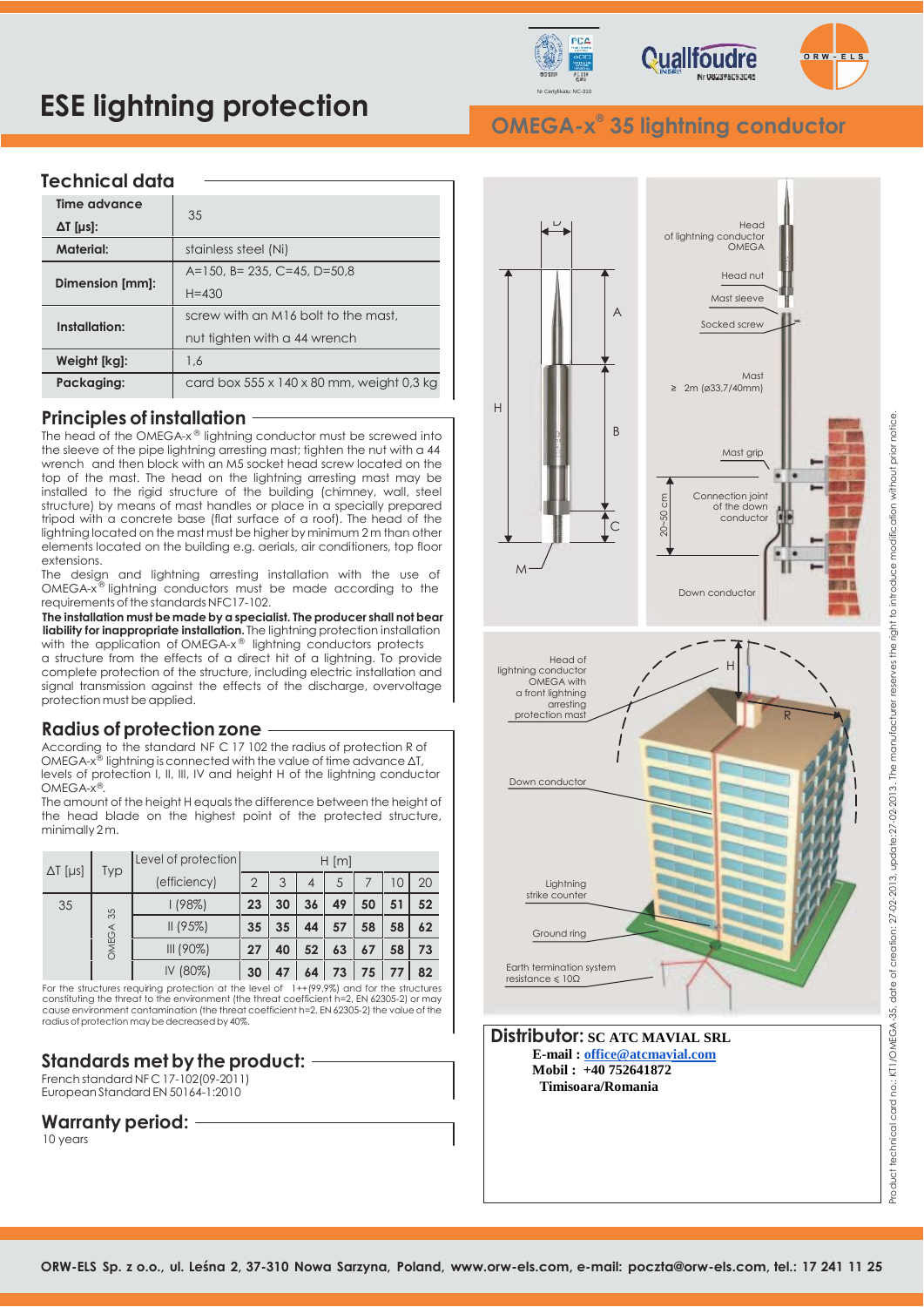# ESE lightning protection

## OMEGA-x® 35 lightning conductor

### Technical data

| | |
|---|---|
| Time advance ΔT [μs]: | 35 |
| Material: | stainless steel (Ni) |
| Dimension [mm]: | A=150, B= 235, C=45, D=50,8<br>H=430 |
| Installation: | screw with an M16 bolt to the mast,<br>nut tighten with a 44 wrench |
| Weight [kg]: | 1,6 |
| Packaging: | card box 555 x 140 x 80 mm, weight 0,3 kg |

### Principles of installation

The head of the OMEGA-x® lightning conductor must be screwed into the sleeve of the pipe lightning arresting mast; tighten the nut with a 44 wrench and then block with an M5 socket head screw located on the top of the mast. The head on the lightning arresting mast may be installed to the rigid structure of the building (chimney, wall, steel structure) by means of mast handles or place in a specially prepared tripod with a concrete base (flat surface of a roof). The head of the lightning located on the mast must be higher by minimum 2 m than other elements located on the building e.g. aerials, air conditioners, top floor extensions.

The design and lightning arresting installation with the use of OMEGA-x® lightning conductors must be made according to the requirements of the standards NFC17-102.

**The installation must be made by a specialist. The producer shall not bear liability for inappropriate installation.** The lightning protection installation with the application of OMEGA-x® lightning conductors protects a structure from the effects of a direct hit of a lightning. To provide complete protection of the structure, including electric installation and signal transmission against the effects of the discharge, overvoltage protection must be applied.

### Radius of protection zone

According to the standard NF C 17 102 the radius of protection R of OMEGA-x® lightning is connected with the value of time advance ΔT, levels of protection I, II, III, IV and height H of the lightning conductor OMEGA-x®.

The amount of the height H equals the difference between the height of the head blade on the highest point of the protected structure, minimally 2 m.

| ΔT [μs] | Typ | Level of protection (efficiency) | H [m] | | | | | | |
|---|---|---|---|---|---|---|---|---|---|
| | | | 2 | 3 | 4 | 5 | 7 | 10 | 20 |
| 35 | OMEGA 35 | I (98%) | 23 | 30 | 36 | 49 | 50 | 51 | 52 |
| | | II (95%) | 35 | 35 | 44 | 57 | 58 | 58 | 62 |
| | | III (90%) | 27 | 40 | 52 | 63 | 67 | 58 | 73 |
| | | IV (80%) | 30 | 47 | 64 | 73 | 75 | 77 | 82 |

For the structures requiring protection at the level of 1++(99,9%) and for the structures constituting the threat to the environment (the threat coefficient h=2, EN 62305-2) or may cause environment contamination (the threat coefficient h=2, EN 62305-2) the value of the radius of protection may be decreased by 40%.

### Standards met by the product:

French standard NF C 17-102(09-2011)
European Standard EN 50164-1:2010

### Warranty period:

10 years

D
A
B
C
H
M

Head of lightning conductor OMEGA
Head nut
Mast sleeve
Socked screw
Mast ≥ 2m (ø33,7/40mm)
Mast grip
20–50 cm
Connection joint of the down conductor
Down conductor

Head of lightning conductor OMEGA with a front lightning arresting protection mast
H
R
Down conductor
Lightning strike counter
Ground ring
Earth termination system resistance ≤ 10Ω

**Distributor: SC ATC MAVIAL SRL**
**E-mail : office@atcmavial.com**
**Mobil : +40 752641872**
**Timisoara/Romania**

Product technical card no.: KT/OMEGA-35, date of creation: 27-02-2013, update:27-02-2013. The manufacturer reserves the right to introduce modification without prior notice.

**ORW-ELS Sp. z o.o., ul. Leśna 2, 37-310 Nowa Sarzyna, Poland, www.orw-els.com, e-mail: poczta@orw-els.com, tel.: 17 241 11 25**